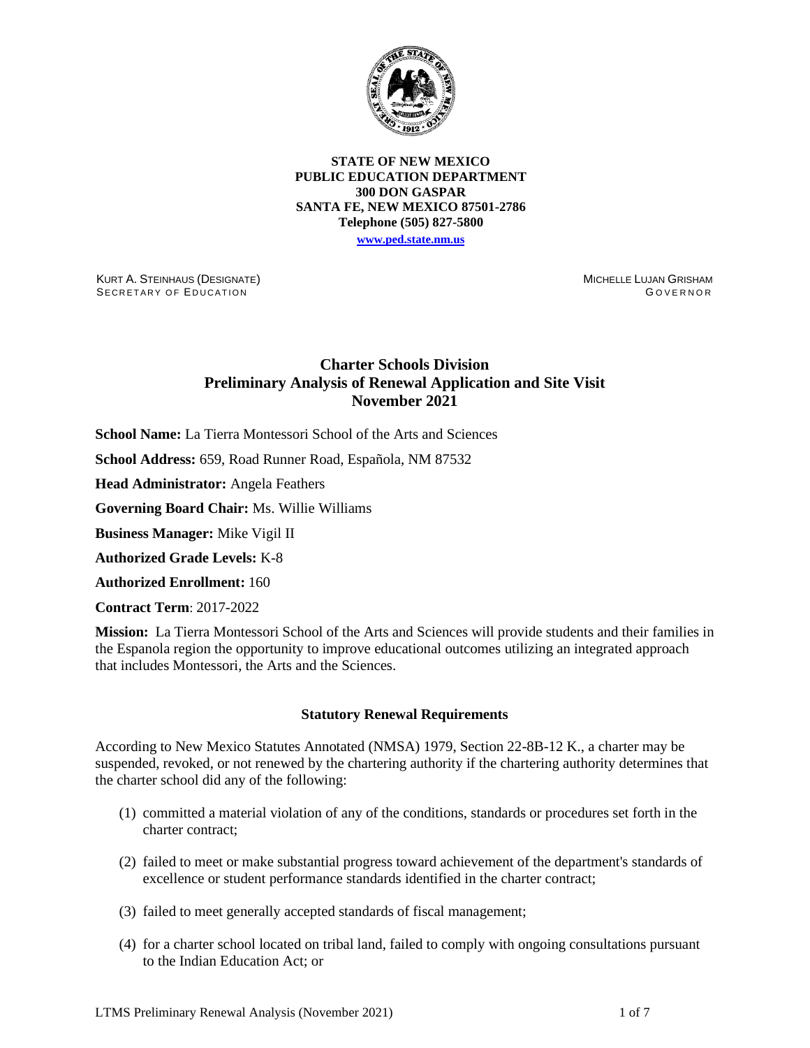**STATE OF NEW MEXICO**
**PUBLIC EDUCATION DEPARTMENT**
**300 DON GASPAR**
**SANTA FE, NEW MEXICO 87501-2786**
**Telephone (505) 827-5800**
**www.ped.state.nm.us**

KURT A. STEINHAUS (DESIGNATE)
SECRETARY OF EDUCATION

MICHELLE LUJAN GRISHAM
GOVERNOR

## Charter Schools Division
## Preliminary Analysis of Renewal Application and Site Visit
## November 2021

**School Name:** La Tierra Montessori School of the Arts and Sciences

**School Address:** 659, Road Runner Road, Española, NM 87532

**Head Administrator:** Angela Feathers

**Governing Board Chair:** Ms. Willie Williams

**Business Manager:** Mike Vigil II

**Authorized Grade Levels:** K-8

**Authorized Enrollment:** 160

**Contract Term**: 2017-2022

**Mission:** La Tierra Montessori School of the Arts and Sciences will provide students and their families in the Espanola region the opportunity to improve educational outcomes utilizing an integrated approach that includes Montessori, the Arts and the Sciences.

### Statutory Renewal Requirements

According to New Mexico Statutes Annotated (NMSA) 1979, Section 22-8B-12 K., a charter may be suspended, revoked, or not renewed by the chartering authority if the chartering authority determines that the charter school did any of the following:

(1) committed a material violation of any of the conditions, standards or procedures set forth in the charter contract;

(2) failed to meet or make substantial progress toward achievement of the department's standards of excellence or student performance standards identified in the charter contract;

(3) failed to meet generally accepted standards of fiscal management;

(4) for a charter school located on tribal land, failed to comply with ongoing consultations pursuant to the Indian Education Act; or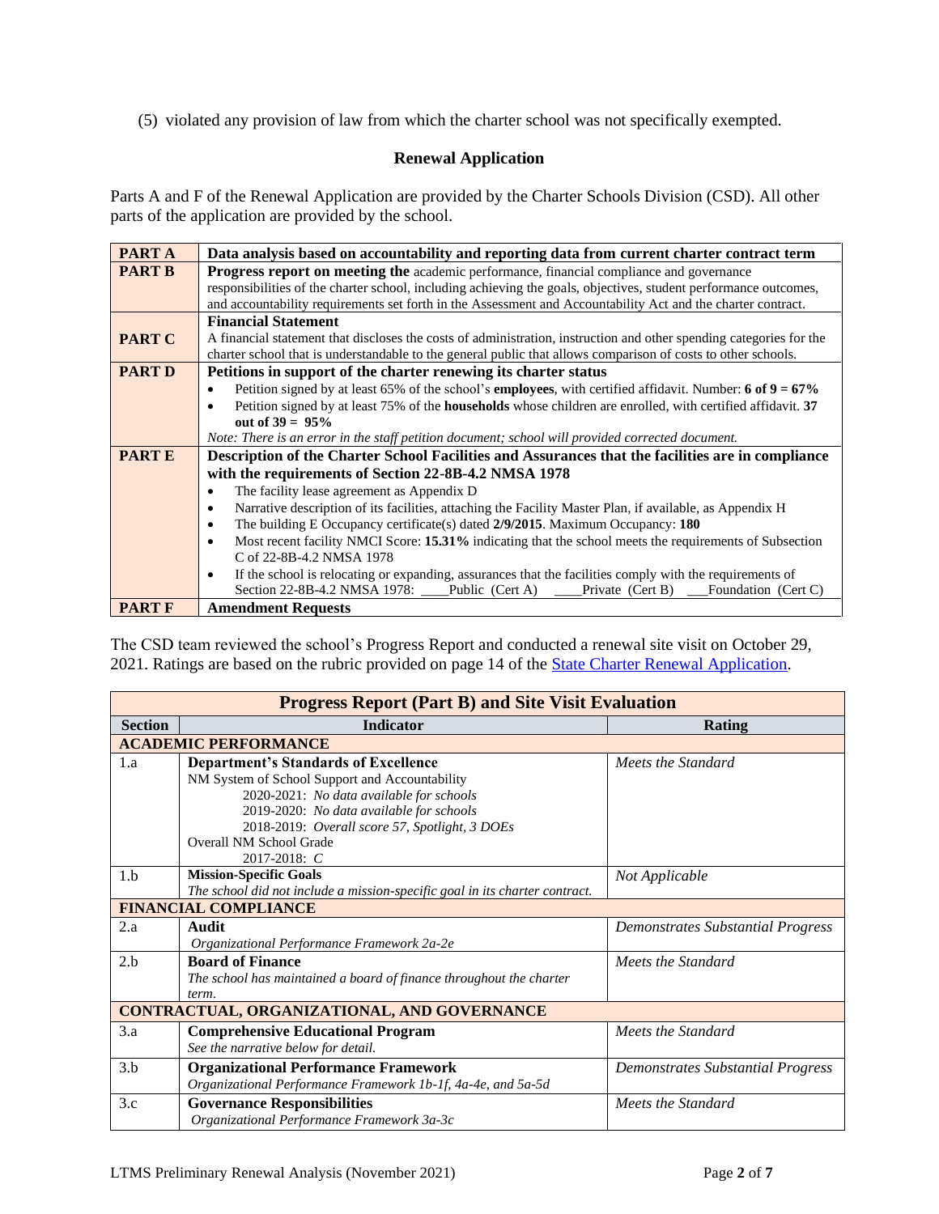(5) violated any provision of law from which the charter school was not specifically exempted.

### Renewal Application

Parts A and F of the Renewal Application are provided by the Charter Schools Division (CSD). All other parts of the application are provided by the school.

| | |
|---|---|
| **PART A** | **Data analysis based on accountability and reporting data from current charter contract term** |
| **PART B** | **Progress report on meeting the** academic performance, financial compliance and governance responsibilities of the charter school, including achieving the goals, objectives, student performance outcomes, and accountability requirements set forth in the Assessment and Accountability Act and the charter contract. |
| **PART C** | **Financial Statement**<br>A financial statement that discloses the costs of administration, instruction and other spending categories for the charter school that is understandable to the general public that allows comparison of costs to other schools. |
| **PART D** | **Petitions in support of the charter renewing its charter status**<br>• Petition signed by at least 65% of the school's **employees**, with certified affidavit. Number: **6 of 9 = 67%**<br>• Petition signed by at least 75% of the **households** whose children are enrolled, with certified affidavit. **37 out of 39 = 95%**<br>*Note: There is an error in the staff petition document; school will provided corrected document.* |
| **PART E** | **Description of the Charter School Facilities and Assurances that the facilities are in compliance with the requirements of Section 22-8B-4.2 NMSA 1978**<br>• The facility lease agreement as Appendix D<br>• Narrative description of its facilities, attaching the Facility Master Plan, if available, as Appendix H<br>• The building E Occupancy certificate(s) dated **2/9/2015**. Maximum Occupancy: **180**<br>• Most recent facility NMCI Score: **15.31%** indicating that the school meets the requirements of Subsection C of 22-8B-4.2 NMSA 1978<br>• If the school is relocating or expanding, assurances that the facilities comply with the requirements of Section 22-8B-4.2 NMSA 1978: ____Public (Cert A) ____Private (Cert B) ___Foundation (Cert C) |
| **PART F** | **Amendment Requests** |

The CSD team reviewed the school's Progress Report and conducted a renewal site visit on October 29, 2021. Ratings are based on the rubric provided on page 14 of the [State Charter Renewal Application](State Charter Renewal Application).

| **Progress Report (Part B) and Site Visit Evaluation** | | |
|---|---|---|
| **Section** | **Indicator** | **Rating** |
| **ACADEMIC PERFORMANCE** | | |
| 1.a | **Department's Standards of Excellence**<br>NM System of School Support and Accountability<br>2020-2021: *No data available for schools*<br>2019-2020: *No data available for schools*<br>2018-2019: *Overall score 57, Spotlight, 3 DOEs*<br>Overall NM School Grade<br>2017-2018: *C* | *Meets the Standard* |
| 1.b | **Mission-Specific Goals**<br>*The school did not include a mission-specific goal in its charter contract.* | *Not Applicable* |
| **FINANCIAL COMPLIANCE** | | |
| 2.a | **Audit**<br>*Organizational Performance Framework 2a-2e* | *Demonstrates Substantial Progress* |
| 2.b | **Board of Finance**<br>*The school has maintained a board of finance throughout the charter term.* | *Meets the Standard* |
| **CONTRACTUAL, ORGANIZATIONAL, AND GOVERNANCE** | | |
| 3.a | **Comprehensive Educational Program**<br>*See the narrative below for detail.* | *Meets the Standard* |
| 3.b | **Organizational Performance Framework**<br>*Organizational Performance Framework 1b-1f, 4a-4e, and 5a-5d* | *Demonstrates Substantial Progress* |
| 3.c | **Governance Responsibilities**<br>*Organizational Performance Framework 3a-3c* | *Meets the Standard* |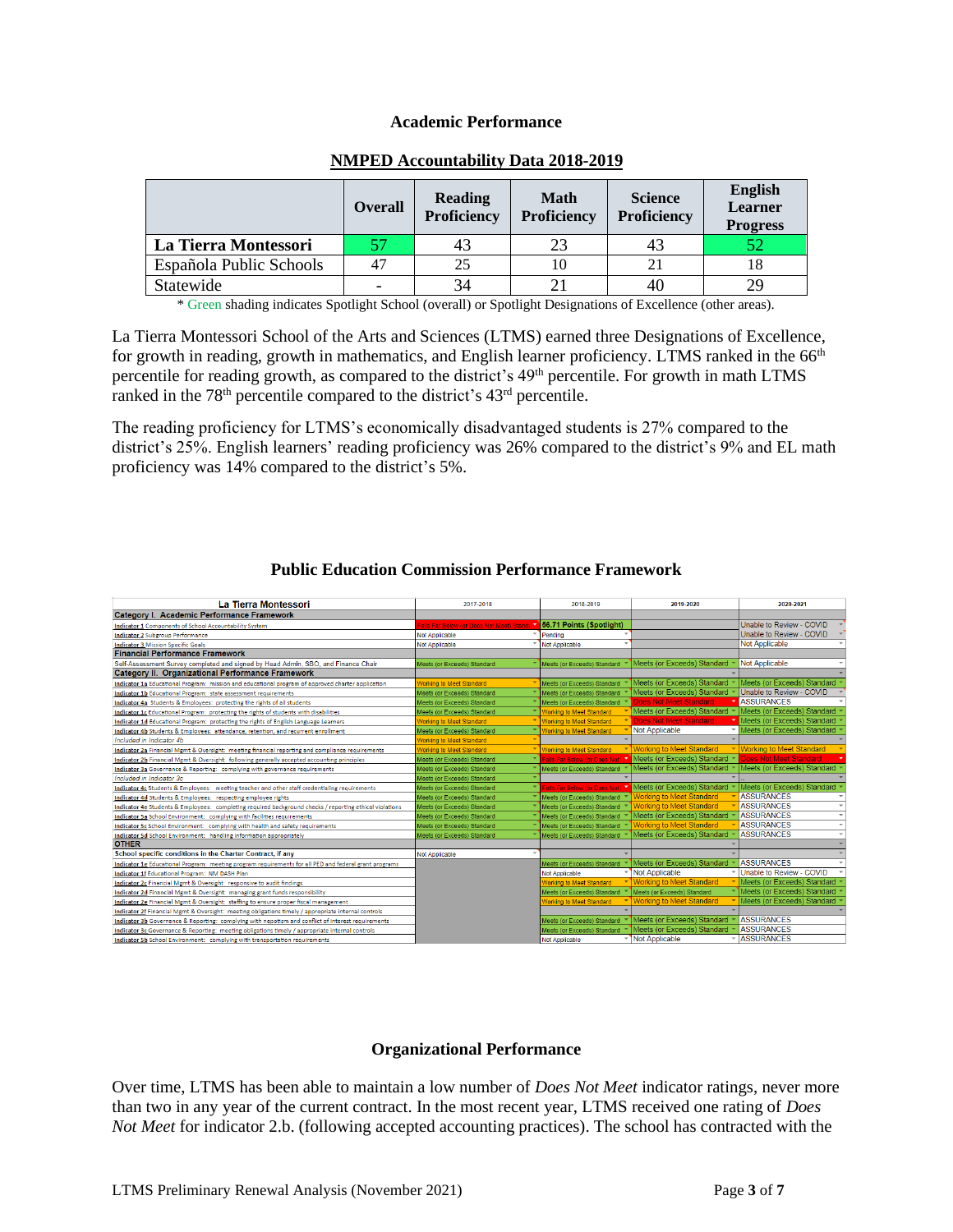### Academic Performance

**NMPED Accountability Data 2018-2019**

| | Overall | Reading Proficiency | Math Proficiency | Science Proficiency | English Learner Progress |
|---|---|---|---|---|---|
| **La Tierra Montessori** | 57 | 43 | 23 | 43 | 52 |
| Española Public Schools | 47 | 25 | 10 | 21 | 18 |
| Statewide | - | 34 | 21 | 40 | 29 |

\* Green shading indicates Spotlight School (overall) or Spotlight Designations of Excellence (other areas).

La Tierra Montessori School of the Arts and Sciences (LTMS) earned three Designations of Excellence, for growth in reading, growth in mathematics, and English learner proficiency. LTMS ranked in the 66th percentile for reading growth, as compared to the district's 49th percentile. For growth in math LTMS ranked in the 78th percentile compared to the district's 43rd percentile.

The reading proficiency for LTMS's economically disadvantaged students is 27% compared to the district's 25%. English learners' reading proficiency was 26% compared to the district's 9% and EL math proficiency was 14% compared to the district's 5%.

### Public Education Commission Performance Framework

| La Tierra Montessori | 2017-2018 | 2018-2019 | 2019-2020 | 2020-2021 |
|---|---|---|---|---|
| **Category I. Academic Performance Framework** | | | | |
| Indicator 1 Components of School Accountability System | Falls Far Below (or Does Not Meet) Standard | 56.71 Points (Spotlight) | | Unable to Review - COVID |
| Indicator 2 Subgroup Performance | Not Applicable | Pending | | Unable to Review - COVID |
| Indicator 3 Mission Specific Goals | Not Applicable | Not Applicable | | Not Applicable |
| **Financial Performance Framework** | | | | |
| Self-Assessment Survey completed and signed by Head Admin, SBO, and Finance Chair | Meets (or Exceeds) Standard | Meets (or Exceeds) Standard | Meets (or Exceeds) Standard | Not Applicable |
| **Category II. Organizational Performance Framework** | | | | |
| Indicator 1a Educational Program: mission and educational program of approved charter application | Working to Meet Standard | Meets (or Exceeds) Standard | Meets (or Exceeds) Standard | Meets (or Exceeds) Standard |
| Indicator 1b Educational Program: state assessment requirements | Meets (or Exceeds) Standard | Meets (or Exceeds) Standard | Meets (or Exceeds) Standard | Unable to Review - COVID |
| Indicator 4a Students & Employees: protecting the rights of all students | Meets (or Exceeds) Standard | Meets (or Exceeds) Standard | Does Not Meet Standard | ASSURANCES |
| Indicator 1c Educational Program: protecting the rights of students with disabilities | Meets (or Exceeds) Standard | Working to Meet Standard | Meets (or Exceeds) Standard | Meets (or Exceeds) Standard |
| Indicator 1d Educational Program: protecting the rights of English Language Learners | Working to Meet Standard | Working to Meet Standard | Does Not Meet Standard | Meets (or Exceeds) Standard |
| Indicator 4b Students & Employees: attendance, retention, and recurrent enrollment | Meets (or Exceeds) Standard | Working to Meet Standard | Not Applicable | Meets (or Exceeds) Standard |
| Included in Indicator 4b | Working to Meet Standard | | | |
| Indicator 2a Financial Mgmt & Oversight: meeting financial reporting and compliance requirements | Working to Meet Standard | Working to Meet Standard | Working to Meet Standard | Working to Meet Standard |
| Indicator 2b Financial Mgmt & Oversight: following generally accepted accounting principles | Meets (or Exceeds) Standard | Falls Far Below (or Does Not Meet) | Meets (or Exceeds) Standard | Does Not Meet Standard |
| Indicator 3a Governance & Reporting: complying with governance requirements | Meets (or Exceeds) Standard | Meets (or Exceeds) Standard | Meets (or Exceeds) Standard | Meets (or Exceeds) Standard |
| Included in Indicator 3c | Meets (or Exceeds) Standard | | | .. |
| Indicator 4c Students & Employees: meeting teacher and other staff credentialing requirements | Meets (or Exceeds) Standard | Falls Far Below (or Does Not Meet) | Meets (or Exceeds) Standard | Meets (or Exceeds) Standard |
| Indicator 4d Students & Employees: respecting employee rights | Meets (or Exceeds) Standard | Meets (or Exceeds) Standard | Working to Meet Standard | ASSURANCES |
| Indicator 4e Students & Employees: completing required background checks / reporting ethical violations | Meets (or Exceeds) Standard | Meets (or Exceeds) Standard | Working to Meet Standard | ASSURANCES |
| Indicator 5a School Environment: complying with facilities requirements | Meets (or Exceeds) Standard | Meets (or Exceeds) Standard | Meets (or Exceeds) Standard | ASSURANCES |
| Indicator 5c School Environment: complying with health and safety requirements | Meets (or Exceeds) Standard | Meets (or Exceeds) Standard | Working to Meet Standard | ASSURANCES |
| Indicator 5d School Environment: handling information appropriately | Meets (or Exceeds) Standard | Meets (or Exceeds) Standard | Meets (or Exceeds) Standard | ASSURANCES |
| **OTHER** | | | | |
| School specific conditions in the Charter Contract, if any | Not Applicable | | | |
| Indicator 1e Educational Program: meeting program requirements for all PED and federal grant programs | | Meets (or Exceeds) Standard | Meets (or Exceeds) Standard | ASSURANCES |
| Indicator 1f Educational Program: NM DASH Plan | | Not Applicable | Not Applicable | Unable to Review - COVID |
| Indicator 2c Financial Mgmt & Oversight: responsive to audit findings | | Working to Meet Standard | Working to Meet Standard | Meets (or Exceeds) Standard |
| Indicator 2d Financial Mgmt & Oversight: managing grant funds responsibility | | Meets (or Exceeds) Standard | Meets (or Exceeds) Standard | Meets (or Exceeds) Standard |
| Indicator 2e Financial Mgmt & Oversight: staffing to ensure proper fiscal management | | Working to Meet Standard | Working to Meet Standard | Meets (or Exceeds) Standard |
| Indicator 2f Financial Mgmt & Oversight: meeting obligations timely / appropriate internal controls | | | | |
| Indicator 3b Governance & Reporting: complying with nepotism and conflict of interest requirements | | Meets (or Exceeds) Standard | Meets (or Exceeds) Standard | ASSURANCES |
| Indicator 3c Governance & Reporting: meeting obligations timely / appropriate internal controls | | Meets (or Exceeds) Standard | Meets (or Exceeds) Standard | ASSURANCES |
| Indicator 5b School Environment: complying with transportation requirements | | Not Applicable | Not Applicable | ASSURANCES |

### Organizational Performance

Over time, LTMS has been able to maintain a low number of *Does Not Meet* indicator ratings, never more than two in any year of the current contract. In the most recent year, LTMS received one rating of *Does Not Meet* for indicator 2.b. (following accepted accounting practices). The school has contracted with the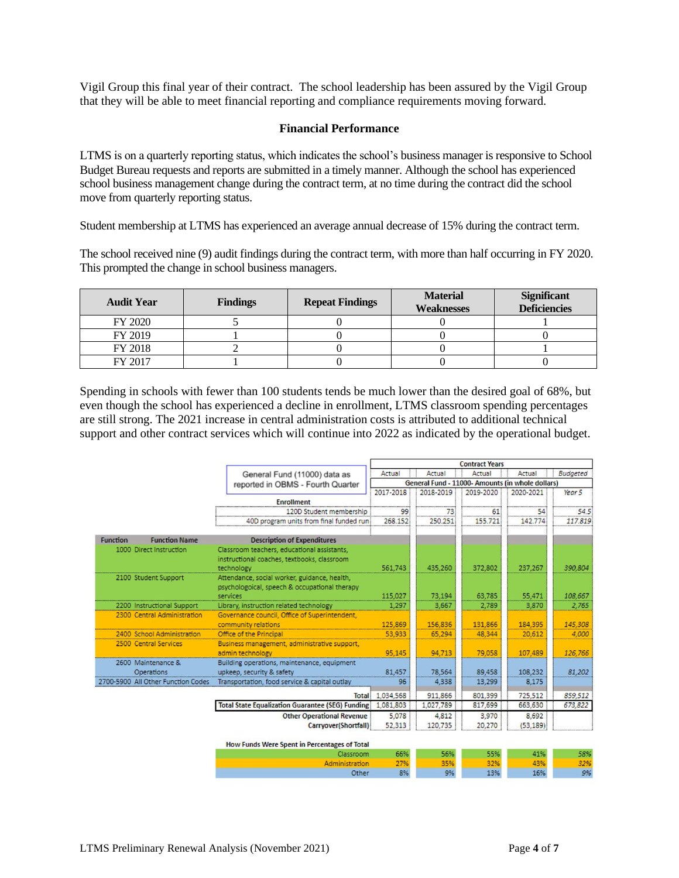Vigil Group this final year of their contract. The school leadership has been assured by the Vigil Group that they will be able to meet financial reporting and compliance requirements moving forward.

### Financial Performance

LTMS is on a quarterly reporting status, which indicates the school's business manager is responsive to School Budget Bureau requests and reports are submitted in a timely manner. Although the school has experienced school business management change during the contract term, at no time during the contract did the school move from quarterly reporting status.

Student membership at LTMS has experienced an average annual decrease of 15% during the contract term.

The school received nine (9) audit findings during the contract term, with more than half occurring in FY 2020. This prompted the change in school business managers.

| Audit Year | Findings | Repeat Findings | Material Weaknesses | Significant Deficiencies |
|---|---|---|---|---|
| FY 2020 | 5 | 0 | 0 | 1 |
| FY 2019 | 1 | 0 | 0 | 0 |
| FY 2018 | 2 | 0 | 0 | 1 |
| FY 2017 | 1 | 0 | 0 | 0 |

Spending in schools with fewer than 100 students tends be much lower than the desired goal of 68%, but even though the school has experienced a decline in enrollment, LTMS classroom spending percentages are still strong. The 2021 increase in central administration costs is attributed to additional technical support and other contract services which will continue into 2022 as indicated by the operational budget.

| | | General Fund (11000) data as reported in OBMS - Fourth Quarter | Contract Years | | | | |
|---|---|---|---|---|---|---|---|
| | | | Actual | Actual | Actual | Actual | *Budgeted* |
| | | | General Fund - 11000- Amounts (in whole dollars) | | | | |
| | | | 2017-2018 | 2018-2019 | 2019-2020 | 2020-2021 | *Year 5* |
| | | **Enrollment** | | | | | |
| | | 120D Student membership | 99 | 73 | 61 | 54 | *54.5* |
| | | 40D program units from final funded run | 268.152 | 250.251 | 155.721 | 142.774 | *117.819* |
| **Function** | **Function Name** | **Description of Expenditures** | | | | | |
| 1000 | Direct Instruction | Classroom teachers, educational assistants, instructional coaches, textbooks, classroom technology | 561,743 | 435,260 | 372,802 | 237,267 | *390,804* |
| 2100 | Student Support | Attendance, social worker, guidance, health, psychologoical, speech & occupational therapy services | 115,027 | 73,194 | 63,785 | 55,471 | *108,667* |
| 2200 | Instructional Support | Library, instruction related technology | 1,297 | 3,667 | 2,789 | 3,870 | *2,765* |
| 2300 | Central Administration | Governance council, Office of Superintendent, community relations | 125,869 | 156,836 | 131,866 | 184,395 | *145,308* |
| 2400 | School Administration | Office of the Principal | 53,933 | 65,294 | 48,344 | 20,612 | *4,000* |
| 2500 | Central Services | Business management, administrative support, admin technology | 95,145 | 94,713 | 79,058 | 107,489 | *126,766* |
| 2600 | Maintenance & Operations | Building operations, maintenance, equipment upkeep, security & safety | 81,457 | 78,564 | 89,458 | 108,232 | *81,202* |
| 2700-5900 | All Other Function Codes | Transportation, food service & capital outlay | 96 | 4,338 | 13,299 | 8,175 | |
| | | Total | 1,034,568 | 911,866 | 801,399 | 725,512 | *859,512* |
| | | **Total State Equalization Guarantee (SEG) Funding** | 1,081,803 | 1,027,789 | 817,699 | 663,630 | *673,822* |
| | | **Other Operational Revenue** | 5,078 | 4,812 | 3,970 | 8,692 | |
| | | **Carryover(Shortfall)** | 52,313 | 120,735 | 20,270 | (53,189) | |
| | | **How Funds Were Spent in Percentages of Total** | | | | | |
| | | Classroom | 66% | 56% | 55% | 41% | *58%* |
| | | Administration | 27% | 35% | 32% | 43% | *32%* |
| | | Other | 8% | 9% | 13% | 16% | *9%* |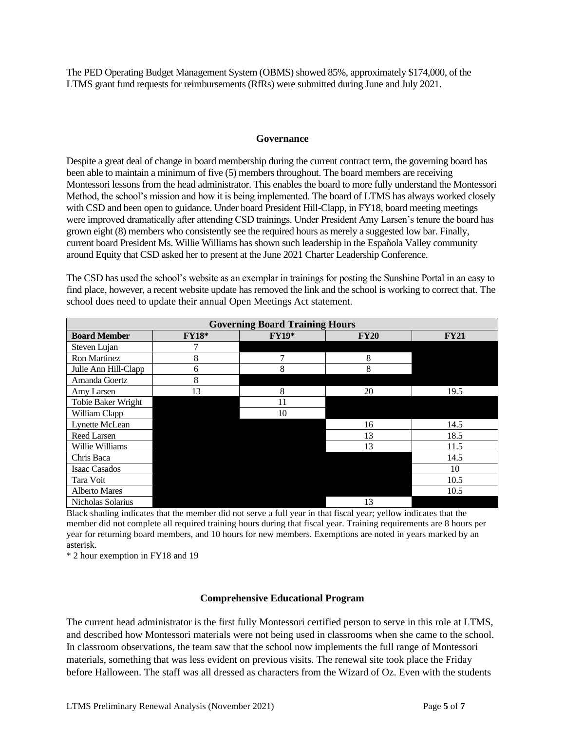The PED Operating Budget Management System (OBMS) showed 85%, approximately $174,000, of the LTMS grant fund requests for reimbursements (RfRs) were submitted during June and July 2021.

## Governance

Despite a great deal of change in board membership during the current contract term, the governing board has been able to maintain a minimum of five (5) members throughout. The board members are receiving Montessori lessons from the head administrator. This enables the board to more fully understand the Montessori Method, the school's mission and how it is being implemented. The board of LTMS has always worked closely with CSD and been open to guidance. Under board President Hill-Clapp, in FY18, board meeting meetings were improved dramatically after attending CSD trainings. Under President Amy Larsen's tenure the board has grown eight (8) members who consistently see the required hours as merely a suggested low bar. Finally, current board President Ms. Willie Williams has shown such leadership in the Española Valley community around Equity that CSD asked her to present at the June 2021 Charter Leadership Conference.

The CSD has used the school's website as an exemplar in trainings for posting the Sunshine Portal in an easy to find place, however, a recent website update has removed the link and the school is working to correct that. The school does need to update their annual Open Meetings Act statement.

| Governing Board Training Hours | | | | |
|---|---|---|---|---|
| **Board Member** | **FY18*** | **FY19*** | **FY20** | **FY21** |
| Steven Lujan | 7 | | | |
| Ron Martinez | 8 | 7 | 8 | |
| Julie Ann Hill-Clapp | 6 | 8 | 8 | |
| Amanda Goertz | 8 | | | |
| Amy Larsen | 13 | 8 | 20 | 19.5 |
| Tobie Baker Wright | | 11 | | |
| William Clapp | | 10 | | |
| Lynette McLean | | | 16 | 14.5 |
| Reed Larsen | | | 13 | 18.5 |
| Willie Williams | | | 13 | 11.5 |
| Chris Baca | | | | 14.5 |
| Isaac Casados | | | | 10 |
| Tara Voit | | | | 10.5 |
| Alberto Mares | | | | 10.5 |
| Nicholas Solarius | | | 13 | |

Black shading indicates that the member did not serve a full year in that fiscal year; yellow indicates that the member did not complete all required training hours during that fiscal year. Training requirements are 8 hours per year for returning board members, and 10 hours for new members. Exemptions are noted in years marked by an asterisk.

* 2 hour exemption in FY18 and 19

## Comprehensive Educational Program

The current head administrator is the first fully Montessori certified person to serve in this role at LTMS, and described how Montessori materials were not being used in classrooms when she came to the school. In classroom observations, the team saw that the school now implements the full range of Montessori materials, something that was less evident on previous visits. The renewal site took place the Friday before Halloween. The staff was all dressed as characters from the Wizard of Oz. Even with the students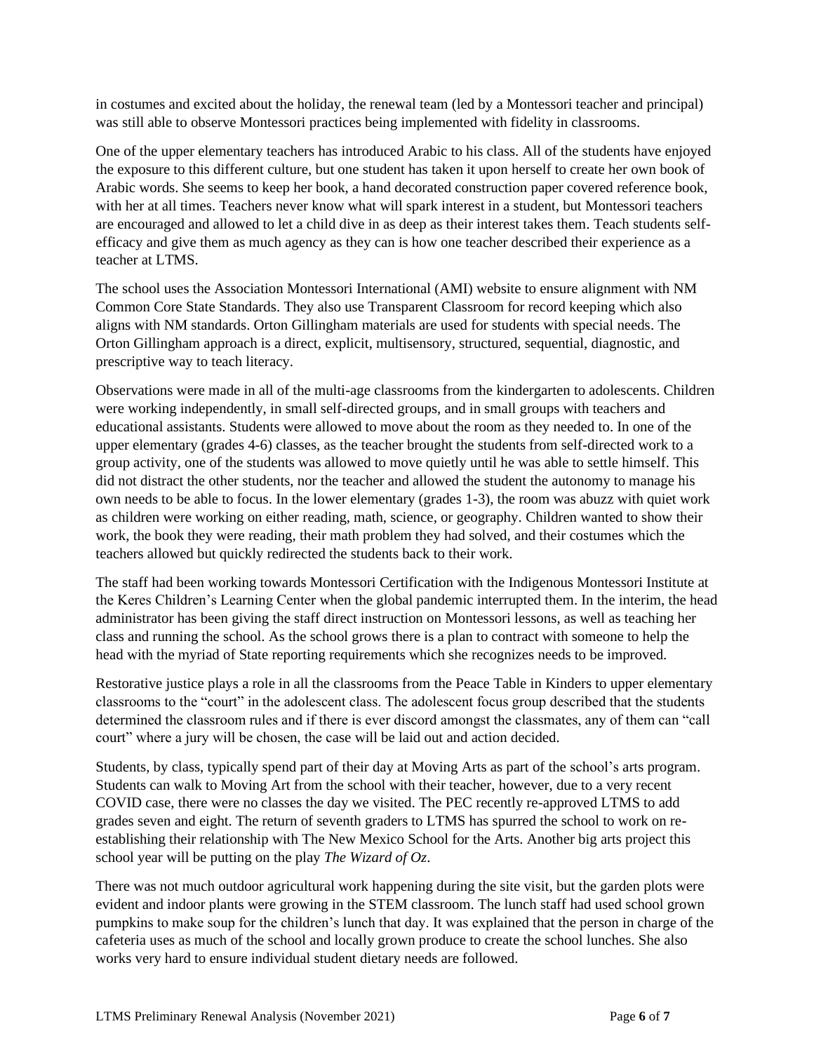in costumes and excited about the holiday, the renewal team (led by a Montessori teacher and principal) was still able to observe Montessori practices being implemented with fidelity in classrooms.

One of the upper elementary teachers has introduced Arabic to his class. All of the students have enjoyed the exposure to this different culture, but one student has taken it upon herself to create her own book of Arabic words. She seems to keep her book, a hand decorated construction paper covered reference book, with her at all times. Teachers never know what will spark interest in a student, but Montessori teachers are encouraged and allowed to let a child dive in as deep as their interest takes them. Teach students self-efficacy and give them as much agency as they can is how one teacher described their experience as a teacher at LTMS.

The school uses the Association Montessori International (AMI) website to ensure alignment with NM Common Core State Standards. They also use Transparent Classroom for record keeping which also aligns with NM standards. Orton Gillingham materials are used for students with special needs. The Orton Gillingham approach is a direct, explicit, multisensory, structured, sequential, diagnostic, and prescriptive way to teach literacy.

Observations were made in all of the multi-age classrooms from the kindergarten to adolescents. Children were working independently, in small self-directed groups, and in small groups with teachers and educational assistants. Students were allowed to move about the room as they needed to. In one of the upper elementary (grades 4-6) classes, as the teacher brought the students from self-directed work to a group activity, one of the students was allowed to move quietly until he was able to settle himself. This did not distract the other students, nor the teacher and allowed the student the autonomy to manage his own needs to be able to focus. In the lower elementary (grades 1-3), the room was abuzz with quiet work as children were working on either reading, math, science, or geography. Children wanted to show their work, the book they were reading, their math problem they had solved, and their costumes which the teachers allowed but quickly redirected the students back to their work.

The staff had been working towards Montessori Certification with the Indigenous Montessori Institute at the Keres Children's Learning Center when the global pandemic interrupted them. In the interim, the head administrator has been giving the staff direct instruction on Montessori lessons, as well as teaching her class and running the school. As the school grows there is a plan to contract with someone to help the head with the myriad of State reporting requirements which she recognizes needs to be improved.

Restorative justice plays a role in all the classrooms from the Peace Table in Kinders to upper elementary classrooms to the "court" in the adolescent class. The adolescent focus group described that the students determined the classroom rules and if there is ever discord amongst the classmates, any of them can "call court" where a jury will be chosen, the case will be laid out and action decided.

Students, by class, typically spend part of their day at Moving Arts as part of the school's arts program. Students can walk to Moving Art from the school with their teacher, however, due to a very recent COVID case, there were no classes the day we visited. The PEC recently re-approved LTMS to add grades seven and eight. The return of seventh graders to LTMS has spurred the school to work on re-establishing their relationship with The New Mexico School for the Arts. Another big arts project this school year will be putting on the play *The Wizard of Oz*.

There was not much outdoor agricultural work happening during the site visit, but the garden plots were evident and indoor plants were growing in the STEM classroom. The lunch staff had used school grown pumpkins to make soup for the children's lunch that day. It was explained that the person in charge of the cafeteria uses as much of the school and locally grown produce to create the school lunches. She also works very hard to ensure individual student dietary needs are followed.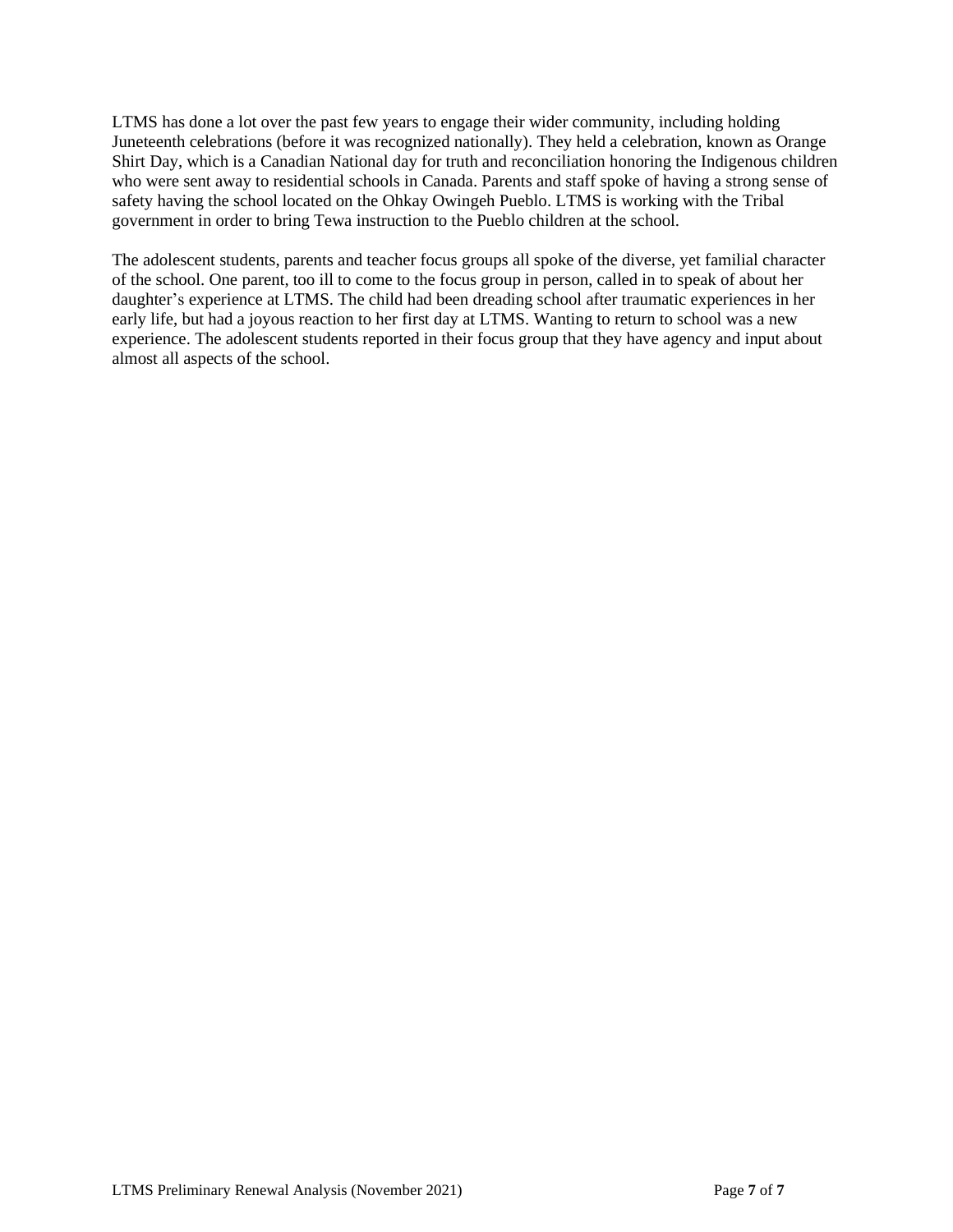LTMS has done a lot over the past few years to engage their wider community, including holding Juneteenth celebrations (before it was recognized nationally). They held a celebration, known as Orange Shirt Day, which is a Canadian National day for truth and reconciliation honoring the Indigenous children who were sent away to residential schools in Canada. Parents and staff spoke of having a strong sense of safety having the school located on the Ohkay Owingeh Pueblo. LTMS is working with the Tribal government in order to bring Tewa instruction to the Pueblo children at the school.

The adolescent students, parents and teacher focus groups all spoke of the diverse, yet familial character of the school. One parent, too ill to come to the focus group in person, called in to speak of about her daughter's experience at LTMS. The child had been dreading school after traumatic experiences in her early life, but had a joyous reaction to her first day at LTMS. Wanting to return to school was a new experience. The adolescent students reported in their focus group that they have agency and input about almost all aspects of the school.